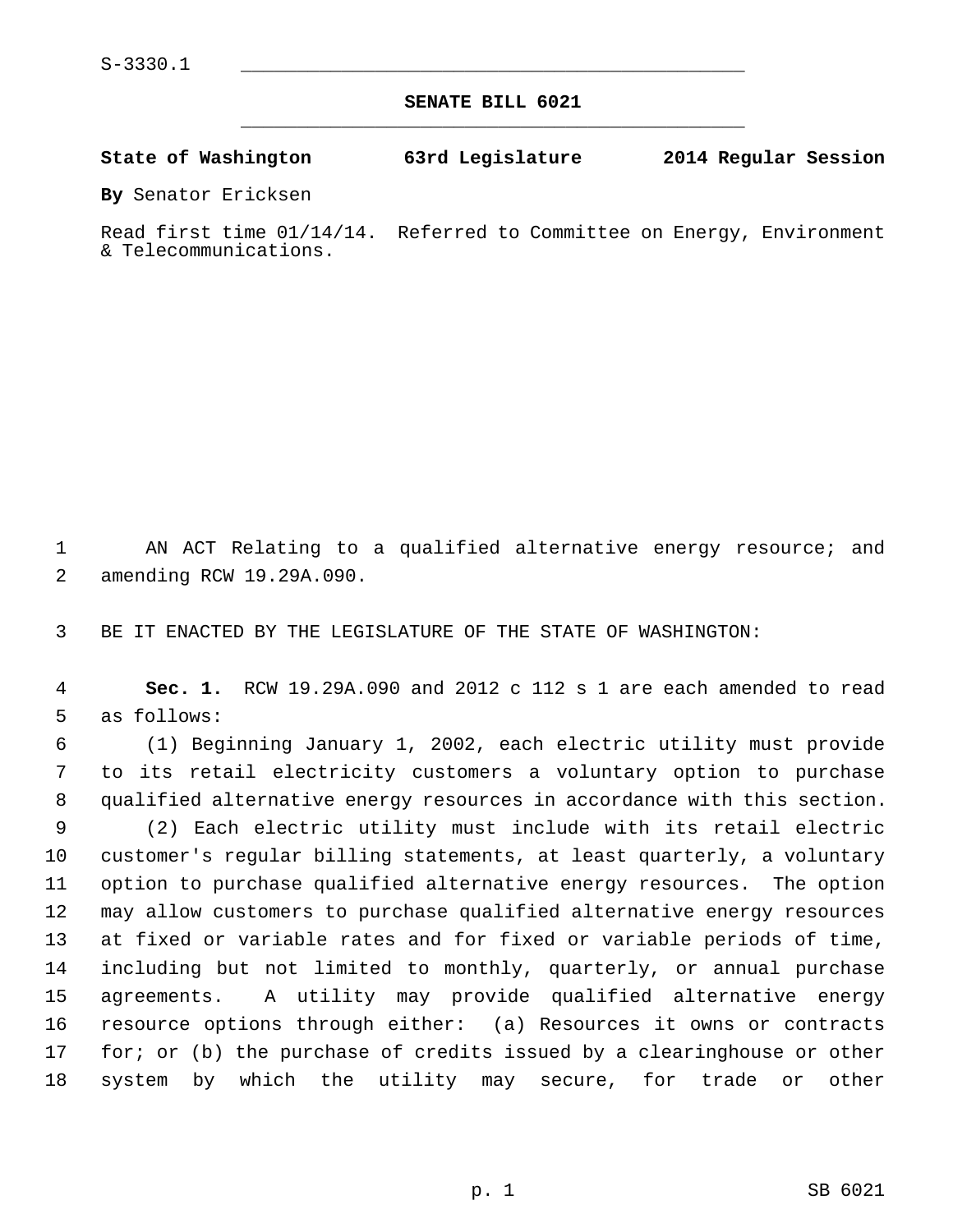S-3330.1

# SENATE BILL 6021

**State of Washington 63rd Legislature 2014 Regular Session**

**By** Senator Ericksen

Read first time 01/14/14. Referred to Committee on Energy, Environment & Telecommunications.

AN ACT Relating to a qualified alternative energy resource; and amending RCW 19.29A.090.

BE IT ENACTED BY THE LEGISLATURE OF THE STATE OF WASHINGTON:

**Sec. 1.** RCW 19.29A.090 and 2012 c 112 s 1 are each amended to read as follows:

(1) Beginning January 1, 2002, each electric utility must provide to its retail electricity customers a voluntary option to purchase qualified alternative energy resources in accordance with this section.

(2) Each electric utility must include with its retail electric customer's regular billing statements, at least quarterly, a voluntary option to purchase qualified alternative energy resources. The option may allow customers to purchase qualified alternative energy resources at fixed or variable rates and for fixed or variable periods of time, including but not limited to monthly, quarterly, or annual purchase agreements. A utility may provide qualified alternative energy resource options through either: (a) Resources it owns or contracts for; or (b) the purchase of credits issued by a clearinghouse or other system by which the utility may secure, for trade or other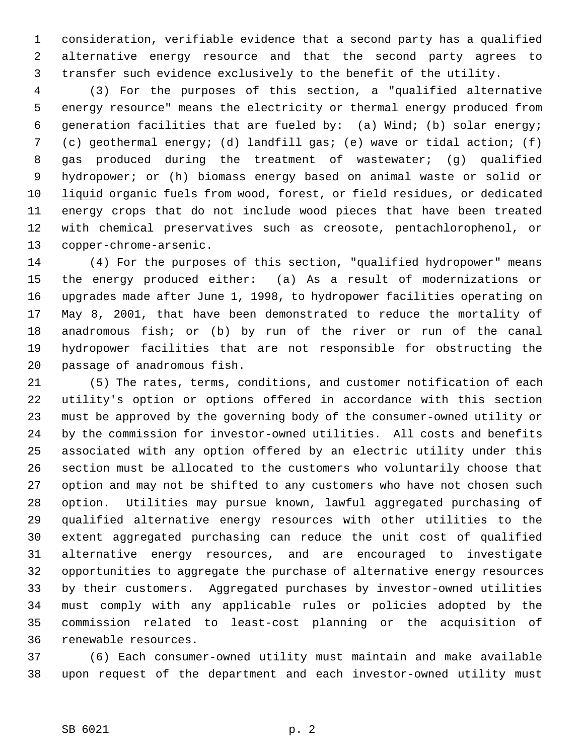consideration, verifiable evidence that a second party has a qualified alternative energy resource and that the second party agrees to transfer such evidence exclusively to the benefit of the utility.

(3) For the purposes of this section, a "qualified alternative energy resource" means the electricity or thermal energy produced from generation facilities that are fueled by: (a) Wind; (b) solar energy; (c) geothermal energy; (d) landfill gas; (e) wave or tidal action; (f) gas produced during the treatment of wastewater; (g) qualified hydropower; or (h) biomass energy based on animal waste or solid <u>or liquid</u> organic fuels from wood, forest, or field residues, or dedicated energy crops that do not include wood pieces that have been treated with chemical preservatives such as creosote, pentachlorophenol, or copper-chrome-arsenic.

(4) For the purposes of this section, "qualified hydropower" means the energy produced either: (a) As a result of modernizations or upgrades made after June 1, 1998, to hydropower facilities operating on May 8, 2001, that have been demonstrated to reduce the mortality of anadromous fish; or (b) by run of the river or run of the canal hydropower facilities that are not responsible for obstructing the passage of anadromous fish.

(5) The rates, terms, conditions, and customer notification of each utility's option or options offered in accordance with this section must be approved by the governing body of the consumer-owned utility or by the commission for investor-owned utilities. All costs and benefits associated with any option offered by an electric utility under this section must be allocated to the customers who voluntarily choose that option and may not be shifted to any customers who have not chosen such option. Utilities may pursue known, lawful aggregated purchasing of qualified alternative energy resources with other utilities to the extent aggregated purchasing can reduce the unit cost of qualified alternative energy resources, and are encouraged to investigate opportunities to aggregate the purchase of alternative energy resources by their customers. Aggregated purchases by investor-owned utilities must comply with any applicable rules or policies adopted by the commission related to least-cost planning or the acquisition of renewable resources.

(6) Each consumer-owned utility must maintain and make available upon request of the department and each investor-owned utility must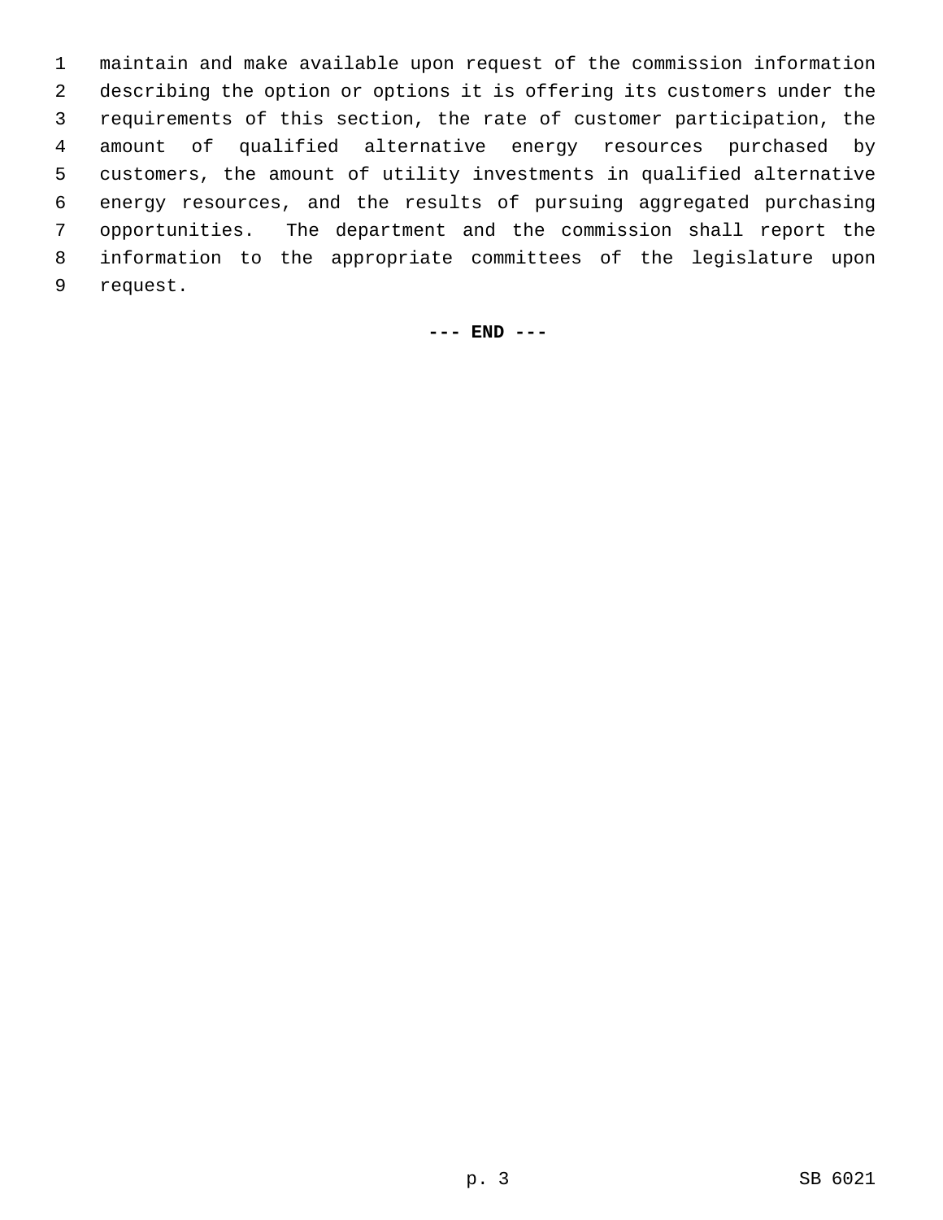maintain and make available upon request of the commission information describing the option or options it is offering its customers under the requirements of this section, the rate of customer participation, the amount of qualified alternative energy resources purchased by customers, the amount of utility investments in qualified alternative energy resources, and the results of pursuing aggregated purchasing opportunities. The department and the commission shall report the information to the appropriate committees of the legislature upon request.

**--- END ---**